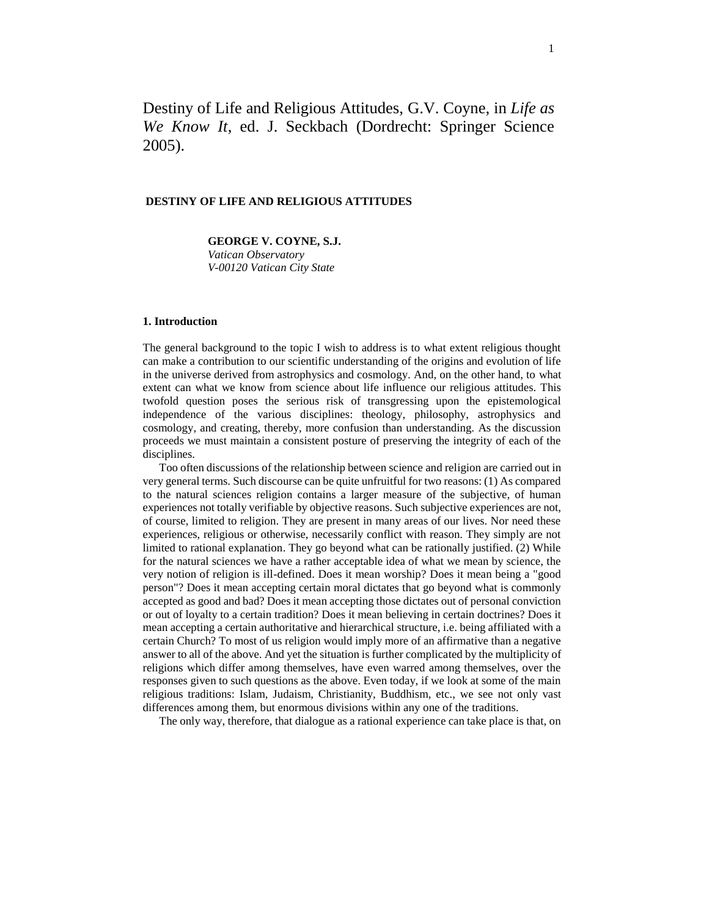Destiny of Life and Religious Attitudes, G.V. Coyne, in *Life as We Know It*, ed. J. Seckbach (Dordrecht: Springer Science 2005).

# DESTINY OF LIFE AND RELIGIOUS ATTITUDES

**GEORGE V. COYNE, S.J.**
*Vatican Observatory*
*V-00120 Vatican City State*

## 1. Introduction

The general background to the topic I wish to address is to what extent religious thought can make a contribution to our scientific understanding of the origins and evolution of life in the universe derived from astrophysics and cosmology. And, on the other hand, to what extent can what we know from science about life influence our religious attitudes. This twofold question poses the serious risk of transgressing upon the epistemological independence of the various disciplines: theology, philosophy, astrophysics and cosmology, and creating, thereby, more confusion than understanding. As the discussion proceeds we must maintain a consistent posture of preserving the integrity of each of the disciplines.

Too often discussions of the relationship between science and religion are carried out in very general terms. Such discourse can be quite unfruitful for two reasons: (1) As compared to the natural sciences religion contains a larger measure of the subjective, of human experiences not totally verifiable by objective reasons. Such subjective experiences are not, of course, limited to religion. They are present in many areas of our lives. Nor need these experiences, religious or otherwise, necessarily conflict with reason. They simply are not limited to rational explanation. They go beyond what can be rationally justified. (2) While for the natural sciences we have a rather acceptable idea of what we mean by science, the very notion of religion is ill-defined. Does it mean worship? Does it mean being a "good person"? Does it mean accepting certain moral dictates that go beyond what is commonly accepted as good and bad? Does it mean accepting those dictates out of personal conviction or out of loyalty to a certain tradition? Does it mean believing in certain doctrines? Does it mean accepting a certain authoritative and hierarchical structure, i.e. being affiliated with a certain Church? To most of us religion would imply more of an affirmative than a negative answer to all of the above. And yet the situation is further complicated by the multiplicity of religions which differ among themselves, have even warred among themselves, over the responses given to such questions as the above. Even today, if we look at some of the main religious traditions: Islam, Judaism, Christianity, Buddhism, etc., we see not only vast differences among them, but enormous divisions within any one of the traditions.

The only way, therefore, that dialogue as a rational experience can take place is that, on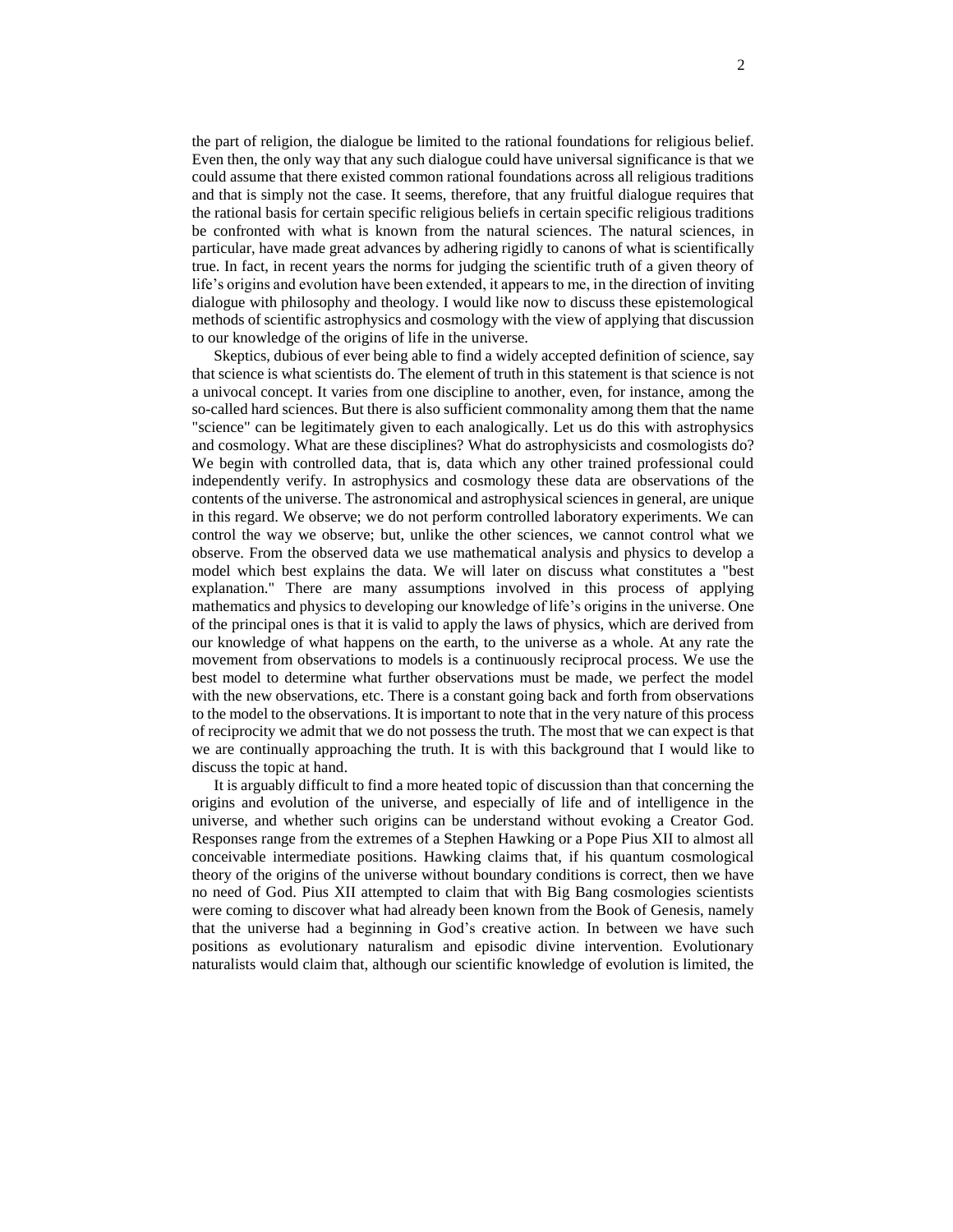the part of religion, the dialogue be limited to the rational foundations for religious belief. Even then, the only way that any such dialogue could have universal significance is that we could assume that there existed common rational foundations across all religious traditions and that is simply not the case. It seems, therefore, that any fruitful dialogue requires that the rational basis for certain specific religious beliefs in certain specific religious traditions be confronted with what is known from the natural sciences. The natural sciences, in particular, have made great advances by adhering rigidly to canons of what is scientifically true. In fact, in recent years the norms for judging the scientific truth of a given theory of life's origins and evolution have been extended, it appears to me, in the direction of inviting dialogue with philosophy and theology. I would like now to discuss these epistemological methods of scientific astrophysics and cosmology with the view of applying that discussion to our knowledge of the origins of life in the universe.

Skeptics, dubious of ever being able to find a widely accepted definition of science, say that science is what scientists do. The element of truth in this statement is that science is not a univocal concept. It varies from one discipline to another, even, for instance, among the so-called hard sciences. But there is also sufficient commonality among them that the name "science" can be legitimately given to each analogically. Let us do this with astrophysics and cosmology. What are these disciplines? What do astrophysicists and cosmologists do? We begin with controlled data, that is, data which any other trained professional could independently verify. In astrophysics and cosmology these data are observations of the contents of the universe. The astronomical and astrophysical sciences in general, are unique in this regard. We observe; we do not perform controlled laboratory experiments. We can control the way we observe; but, unlike the other sciences, we cannot control what we observe. From the observed data we use mathematical analysis and physics to develop a model which best explains the data. We will later on discuss what constitutes a "best explanation." There are many assumptions involved in this process of applying mathematics and physics to developing our knowledge of life's origins in the universe. One of the principal ones is that it is valid to apply the laws of physics, which are derived from our knowledge of what happens on the earth, to the universe as a whole. At any rate the movement from observations to models is a continuously reciprocal process. We use the best model to determine what further observations must be made, we perfect the model with the new observations, etc. There is a constant going back and forth from observations to the model to the observations. It is important to note that in the very nature of this process of reciprocity we admit that we do not possess the truth. The most that we can expect is that we are continually approaching the truth. It is with this background that I would like to discuss the topic at hand.

It is arguably difficult to find a more heated topic of discussion than that concerning the origins and evolution of the universe, and especially of life and of intelligence in the universe, and whether such origins can be understand without evoking a Creator God. Responses range from the extremes of a Stephen Hawking or a Pope Pius XII to almost all conceivable intermediate positions. Hawking claims that, if his quantum cosmological theory of the origins of the universe without boundary conditions is correct, then we have no need of God. Pius XII attempted to claim that with Big Bang cosmologies scientists were coming to discover what had already been known from the Book of Genesis, namely that the universe had a beginning in God's creative action. In between we have such positions as evolutionary naturalism and episodic divine intervention. Evolutionary naturalists would claim that, although our scientific knowledge of evolution is limited, the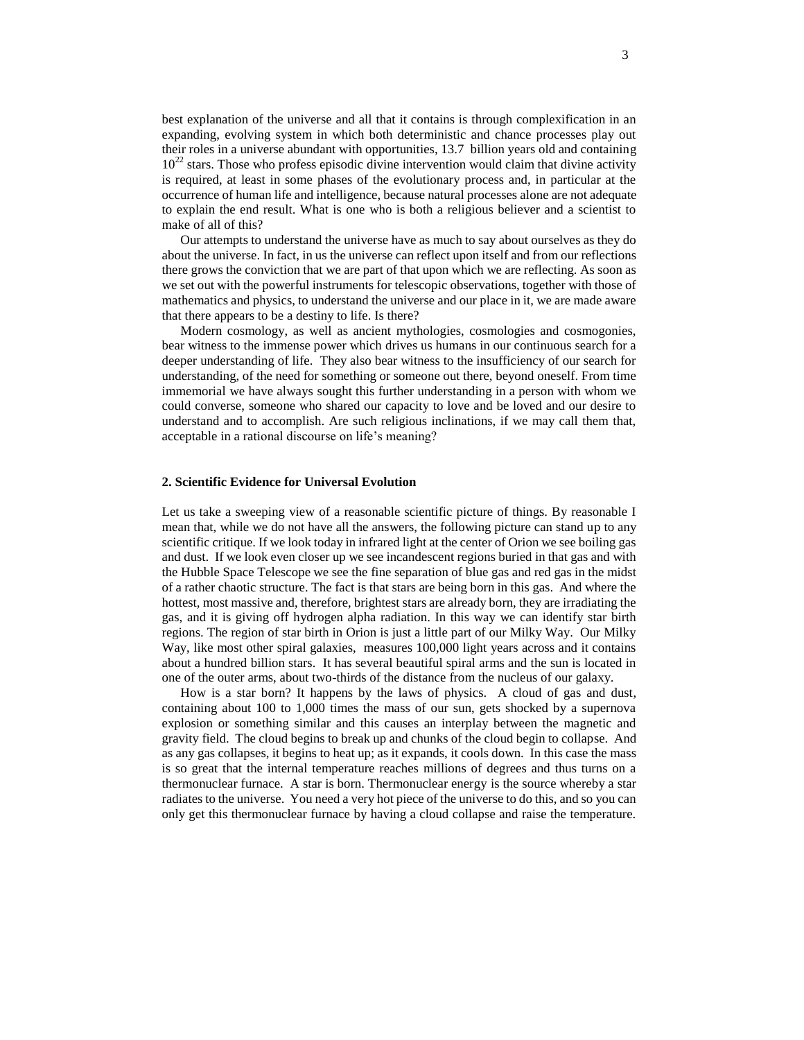best explanation of the universe and all that it contains is through complexification in an expanding, evolving system in which both deterministic and chance processes play out their roles in a universe abundant with opportunities, 13.7 billion years old and containing $10^{22}$ stars. Those who profess episodic divine intervention would claim that divine activity is required, at least in some phases of the evolutionary process and, in particular at the occurrence of human life and intelligence, because natural processes alone are not adequate to explain the end result. What is one who is both a religious believer and a scientist to make of all of this?

Our attempts to understand the universe have as much to say about ourselves as they do about the universe. In fact, in us the universe can reflect upon itself and from our reflections there grows the conviction that we are part of that upon which we are reflecting. As soon as we set out with the powerful instruments for telescopic observations, together with those of mathematics and physics, to understand the universe and our place in it, we are made aware that there appears to be a destiny to life. Is there?

Modern cosmology, as well as ancient mythologies, cosmologies and cosmogonies, bear witness to the immense power which drives us humans in our continuous search for a deeper understanding of life. They also bear witness to the insufficiency of our search for understanding, of the need for something or someone out there, beyond oneself. From time immemorial we have always sought this further understanding in a person with whom we could converse, someone who shared our capacity to love and be loved and our desire to understand and to accomplish. Are such religious inclinations, if we may call them that, acceptable in a rational discourse on life's meaning?

## 2. Scientific Evidence for Universal Evolution

Let us take a sweeping view of a reasonable scientific picture of things. By reasonable I mean that, while we do not have all the answers, the following picture can stand up to any scientific critique. If we look today in infrared light at the center of Orion we see boiling gas and dust. If we look even closer up we see incandescent regions buried in that gas and with the Hubble Space Telescope we see the fine separation of blue gas and red gas in the midst of a rather chaotic structure. The fact is that stars are being born in this gas. And where the hottest, most massive and, therefore, brightest stars are already born, they are irradiating the gas, and it is giving off hydrogen alpha radiation. In this way we can identify star birth regions. The region of star birth in Orion is just a little part of our Milky Way. Our Milky Way, like most other spiral galaxies, measures 100,000 light years across and it contains about a hundred billion stars. It has several beautiful spiral arms and the sun is located in one of the outer arms, about two-thirds of the distance from the nucleus of our galaxy.

How is a star born? It happens by the laws of physics. A cloud of gas and dust, containing about 100 to 1,000 times the mass of our sun, gets shocked by a supernova explosion or something similar and this causes an interplay between the magnetic and gravity field. The cloud begins to break up and chunks of the cloud begin to collapse. And as any gas collapses, it begins to heat up; as it expands, it cools down. In this case the mass is so great that the internal temperature reaches millions of degrees and thus turns on a thermonuclear furnace. A star is born. Thermonuclear energy is the source whereby a star radiates to the universe. You need a very hot piece of the universe to do this, and so you can only get this thermonuclear furnace by having a cloud collapse and raise the temperature.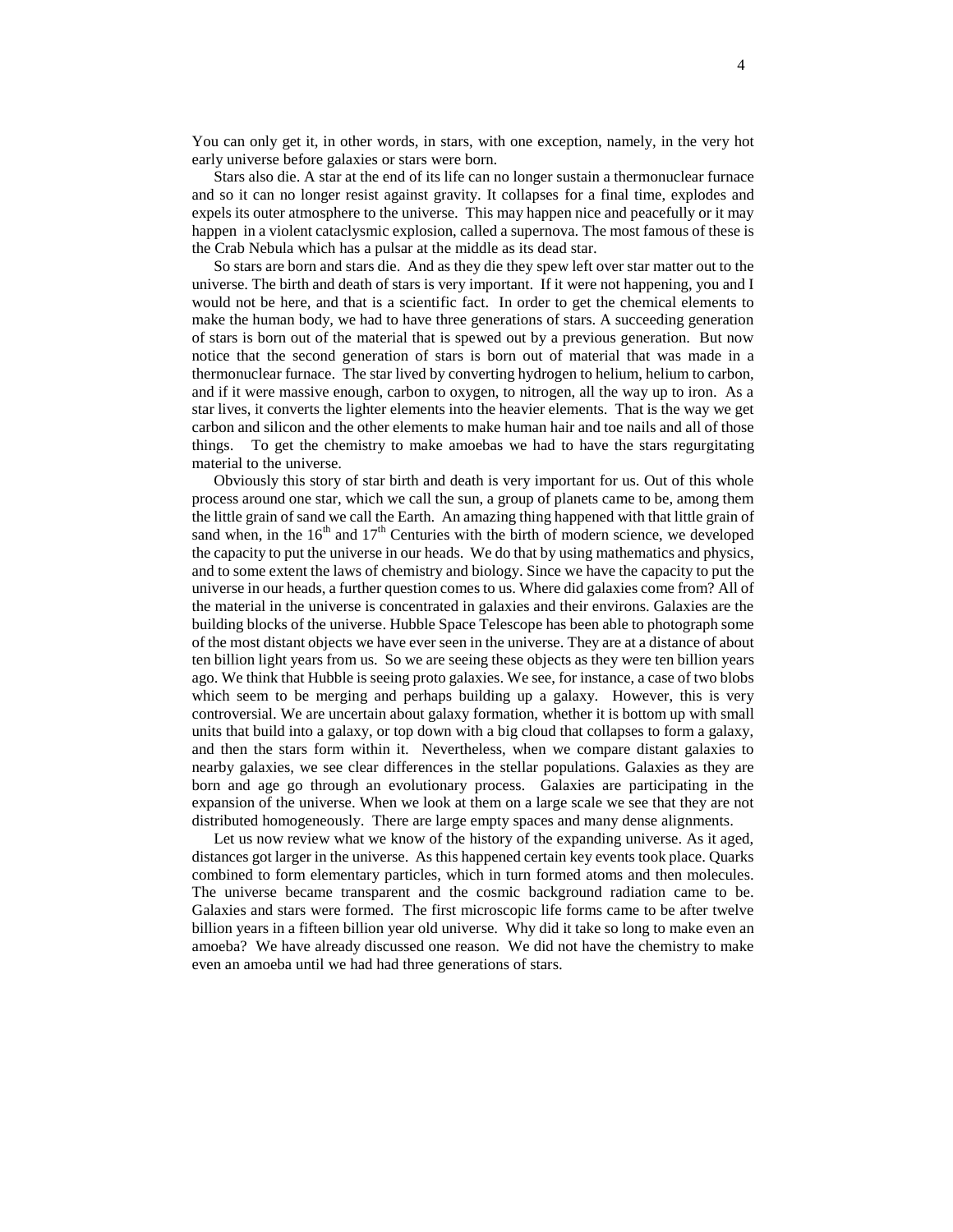You can only get it, in other words, in stars, with one exception, namely, in the very hot early universe before galaxies or stars were born.

Stars also die. A star at the end of its life can no longer sustain a thermonuclear furnace and so it can no longer resist against gravity. It collapses for a final time, explodes and expels its outer atmosphere to the universe. This may happen nice and peacefully or it may happen in a violent cataclysmic explosion, called a supernova. The most famous of these is the Crab Nebula which has a pulsar at the middle as its dead star.

So stars are born and stars die. And as they die they spew left over star matter out to the universe. The birth and death of stars is very important. If it were not happening, you and I would not be here, and that is a scientific fact. In order to get the chemical elements to make the human body, we had to have three generations of stars. A succeeding generation of stars is born out of the material that is spewed out by a previous generation. But now notice that the second generation of stars is born out of material that was made in a thermonuclear furnace. The star lived by converting hydrogen to helium, helium to carbon, and if it were massive enough, carbon to oxygen, to nitrogen, all the way up to iron. As a star lives, it converts the lighter elements into the heavier elements. That is the way we get carbon and silicon and the other elements to make human hair and toe nails and all of those things. To get the chemistry to make amoebas we had to have the stars regurgitating material to the universe.

Obviously this story of star birth and death is very important for us. Out of this whole process around one star, which we call the sun, a group of planets came to be, among them the little grain of sand we call the Earth. An amazing thing happened with that little grain of sand when, in the 16th and 17th Centuries with the birth of modern science, we developed the capacity to put the universe in our heads. We do that by using mathematics and physics, and to some extent the laws of chemistry and biology. Since we have the capacity to put the universe in our heads, a further question comes to us. Where did galaxies come from? All of the material in the universe is concentrated in galaxies and their environs. Galaxies are the building blocks of the universe. Hubble Space Telescope has been able to photograph some of the most distant objects we have ever seen in the universe. They are at a distance of about ten billion light years from us. So we are seeing these objects as they were ten billion years ago. We think that Hubble is seeing proto galaxies. We see, for instance, a case of two blobs which seem to be merging and perhaps building up a galaxy. However, this is very controversial. We are uncertain about galaxy formation, whether it is bottom up with small units that build into a galaxy, or top down with a big cloud that collapses to form a galaxy, and then the stars form within it. Nevertheless, when we compare distant galaxies to nearby galaxies, we see clear differences in the stellar populations. Galaxies as they are born and age go through an evolutionary process. Galaxies are participating in the expansion of the universe. When we look at them on a large scale we see that they are not distributed homogeneously. There are large empty spaces and many dense alignments.

Let us now review what we know of the history of the expanding universe. As it aged, distances got larger in the universe. As this happened certain key events took place. Quarks combined to form elementary particles, which in turn formed atoms and then molecules. The universe became transparent and the cosmic background radiation came to be. Galaxies and stars were formed. The first microscopic life forms came to be after twelve billion years in a fifteen billion year old universe. Why did it take so long to make even an amoeba? We have already discussed one reason. We did not have the chemistry to make even an amoeba until we had had three generations of stars.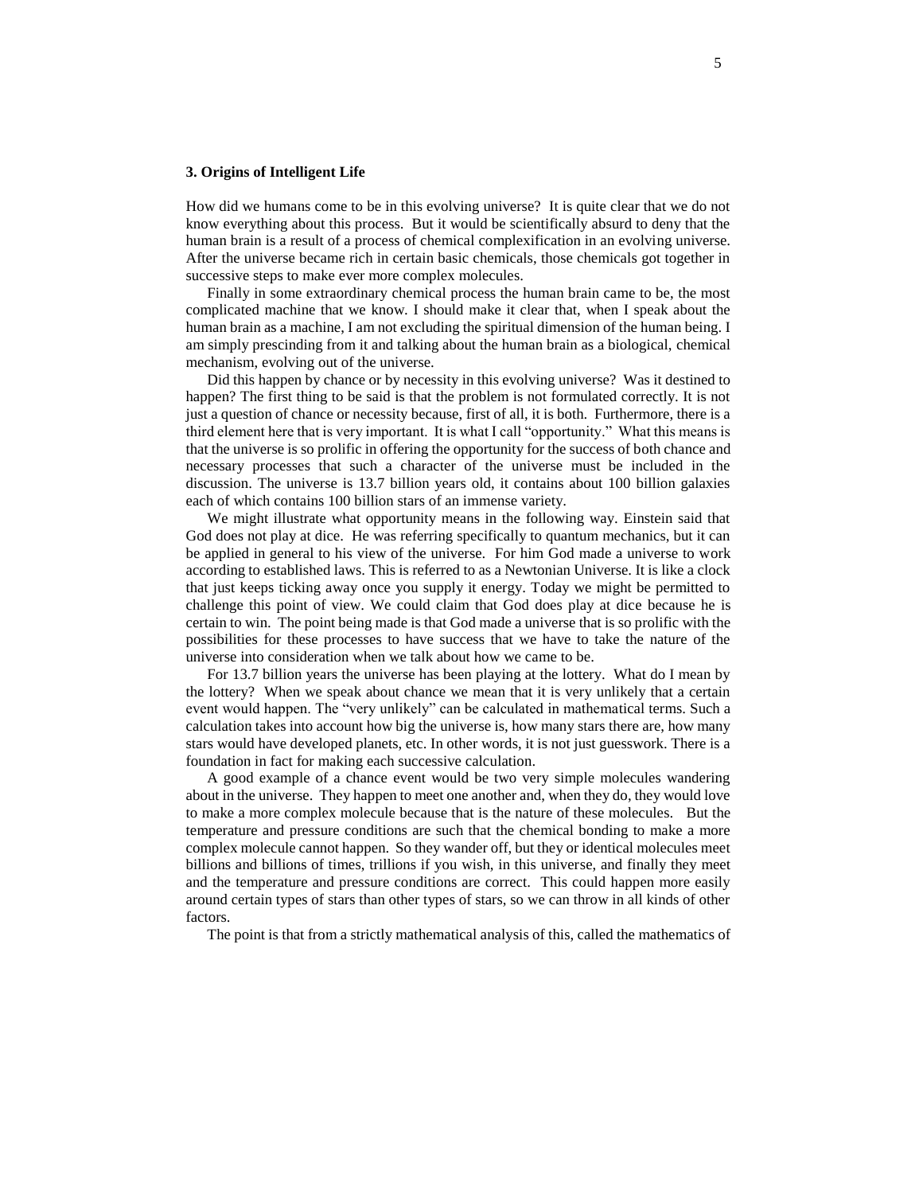**3. Origins of Intelligent Life**

How did we humans come to be in this evolving universe? It is quite clear that we do not know everything about this process. But it would be scientifically absurd to deny that the human brain is a result of a process of chemical complexification in an evolving universe. After the universe became rich in certain basic chemicals, those chemicals got together in successive steps to make ever more complex molecules.

Finally in some extraordinary chemical process the human brain came to be, the most complicated machine that we know. I should make it clear that, when I speak about the human brain as a machine, I am not excluding the spiritual dimension of the human being. I am simply prescinding from it and talking about the human brain as a biological, chemical mechanism, evolving out of the universe.

Did this happen by chance or by necessity in this evolving universe? Was it destined to happen? The first thing to be said is that the problem is not formulated correctly. It is not just a question of chance or necessity because, first of all, it is both. Furthermore, there is a third element here that is very important. It is what I call "opportunity." What this means is that the universe is so prolific in offering the opportunity for the success of both chance and necessary processes that such a character of the universe must be included in the discussion. The universe is 13.7 billion years old, it contains about 100 billion galaxies each of which contains 100 billion stars of an immense variety.

We might illustrate what opportunity means in the following way. Einstein said that God does not play at dice. He was referring specifically to quantum mechanics, but it can be applied in general to his view of the universe. For him God made a universe to work according to established laws. This is referred to as a Newtonian Universe. It is like a clock that just keeps ticking away once you supply it energy. Today we might be permitted to challenge this point of view. We could claim that God does play at dice because he is certain to win. The point being made is that God made a universe that is so prolific with the possibilities for these processes to have success that we have to take the nature of the universe into consideration when we talk about how we came to be.

For 13.7 billion years the universe has been playing at the lottery. What do I mean by the lottery? When we speak about chance we mean that it is very unlikely that a certain event would happen. The "very unlikely" can be calculated in mathematical terms. Such a calculation takes into account how big the universe is, how many stars there are, how many stars would have developed planets, etc. In other words, it is not just guesswork. There is a foundation in fact for making each successive calculation.

A good example of a chance event would be two very simple molecules wandering about in the universe. They happen to meet one another and, when they do, they would love to make a more complex molecule because that is the nature of these molecules. But the temperature and pressure conditions are such that the chemical bonding to make a more complex molecule cannot happen. So they wander off, but they or identical molecules meet billions and billions of times, trillions if you wish, in this universe, and finally they meet and the temperature and pressure conditions are correct. This could happen more easily around certain types of stars than other types of stars, so we can throw in all kinds of other factors.

The point is that from a strictly mathematical analysis of this, called the mathematics of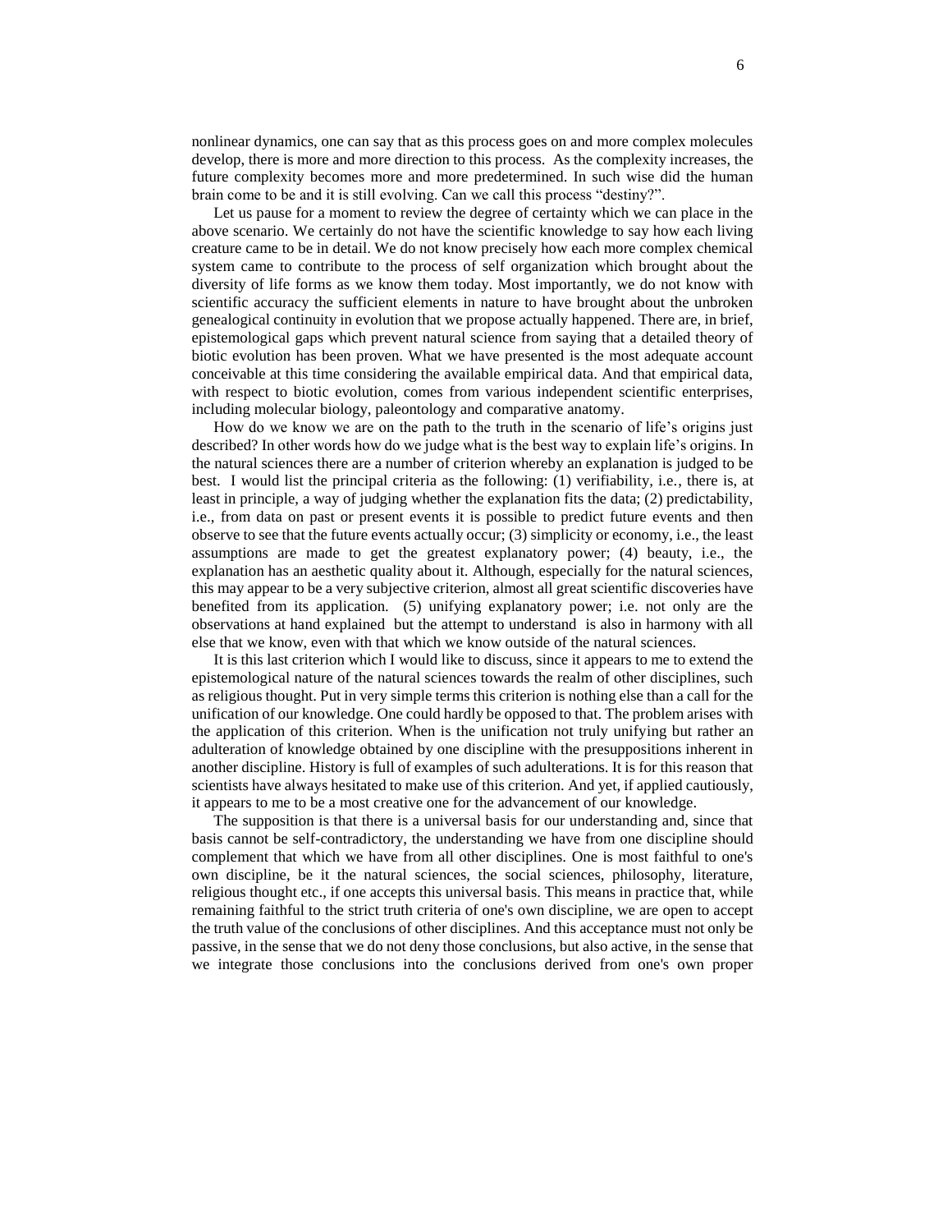nonlinear dynamics, one can say that as this process goes on and more complex molecules develop, there is more and more direction to this process. As the complexity increases, the future complexity becomes more and more predetermined. In such wise did the human brain come to be and it is still evolving. Can we call this process "destiny?".

Let us pause for a moment to review the degree of certainty which we can place in the above scenario. We certainly do not have the scientific knowledge to say how each living creature came to be in detail. We do not know precisely how each more complex chemical system came to contribute to the process of self organization which brought about the diversity of life forms as we know them today. Most importantly, we do not know with scientific accuracy the sufficient elements in nature to have brought about the unbroken genealogical continuity in evolution that we propose actually happened. There are, in brief, epistemological gaps which prevent natural science from saying that a detailed theory of biotic evolution has been proven. What we have presented is the most adequate account conceivable at this time considering the available empirical data. And that empirical data, with respect to biotic evolution, comes from various independent scientific enterprises, including molecular biology, paleontology and comparative anatomy.

How do we know we are on the path to the truth in the scenario of life's origins just described? In other words how do we judge what is the best way to explain life's origins. In the natural sciences there are a number of criterion whereby an explanation is judged to be best. I would list the principal criteria as the following: (1) verifiability, i.e., there is, at least in principle, a way of judging whether the explanation fits the data; (2) predictability, i.e., from data on past or present events it is possible to predict future events and then observe to see that the future events actually occur; (3) simplicity or economy, i.e., the least assumptions are made to get the greatest explanatory power; (4) beauty, i.e., the explanation has an aesthetic quality about it. Although, especially for the natural sciences, this may appear to be a very subjective criterion, almost all great scientific discoveries have benefited from its application. (5) unifying explanatory power; i.e. not only are the observations at hand explained but the attempt to understand is also in harmony with all else that we know, even with that which we know outside of the natural sciences.

It is this last criterion which I would like to discuss, since it appears to me to extend the epistemological nature of the natural sciences towards the realm of other disciplines, such as religious thought. Put in very simple terms this criterion is nothing else than a call for the unification of our knowledge. One could hardly be opposed to that. The problem arises with the application of this criterion. When is the unification not truly unifying but rather an adulteration of knowledge obtained by one discipline with the presuppositions inherent in another discipline. History is full of examples of such adulterations. It is for this reason that scientists have always hesitated to make use of this criterion. And yet, if applied cautiously, it appears to me to be a most creative one for the advancement of our knowledge.

The supposition is that there is a universal basis for our understanding and, since that basis cannot be self-contradictory, the understanding we have from one discipline should complement that which we have from all other disciplines. One is most faithful to one's own discipline, be it the natural sciences, the social sciences, philosophy, literature, religious thought etc., if one accepts this universal basis. This means in practice that, while remaining faithful to the strict truth criteria of one's own discipline, we are open to accept the truth value of the conclusions of other disciplines. And this acceptance must not only be passive, in the sense that we do not deny those conclusions, but also active, in the sense that we integrate those conclusions into the conclusions derived from one's own proper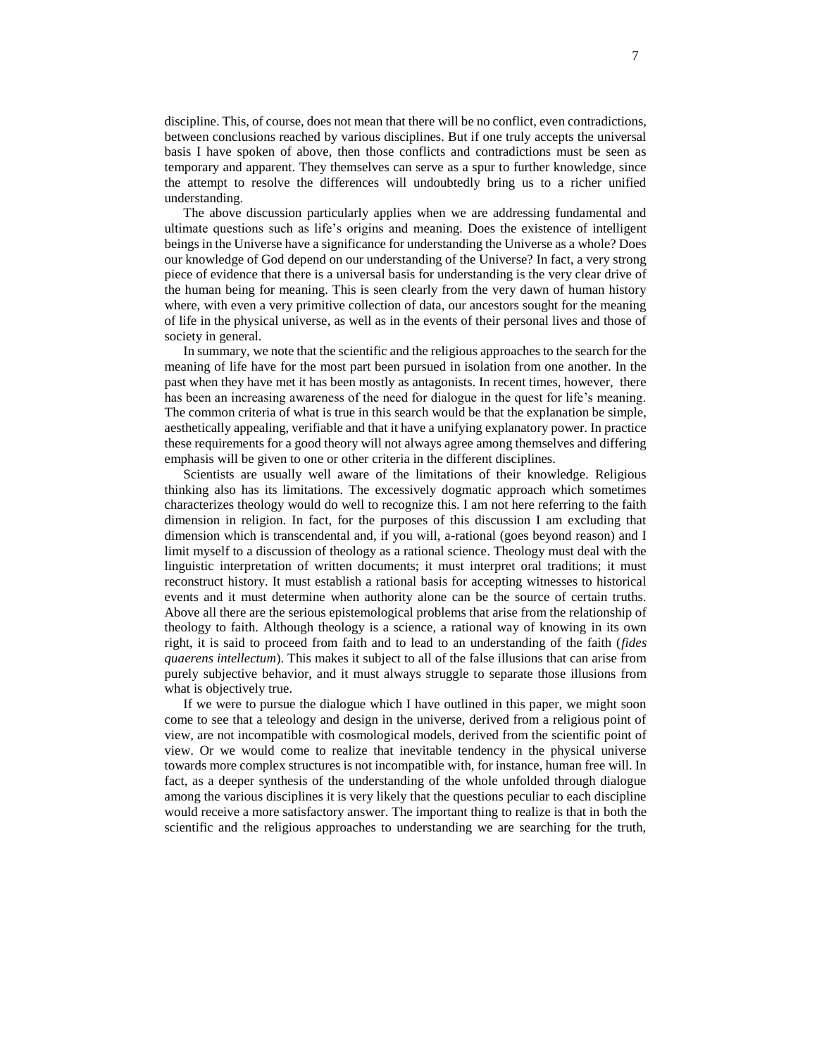discipline. This, of course, does not mean that there will be no conflict, even contradictions, between conclusions reached by various disciplines. But if one truly accepts the universal basis I have spoken of above, then those conflicts and contradictions must be seen as temporary and apparent. They themselves can serve as a spur to further knowledge, since the attempt to resolve the differences will undoubtedly bring us to a richer unified understanding.

The above discussion particularly applies when we are addressing fundamental and ultimate questions such as life's origins and meaning. Does the existence of intelligent beings in the Universe have a significance for understanding the Universe as a whole? Does our knowledge of God depend on our understanding of the Universe? In fact, a very strong piece of evidence that there is a universal basis for understanding is the very clear drive of the human being for meaning. This is seen clearly from the very dawn of human history where, with even a very primitive collection of data, our ancestors sought for the meaning of life in the physical universe, as well as in the events of their personal lives and those of society in general.

In summary, we note that the scientific and the religious approaches to the search for the meaning of life have for the most part been pursued in isolation from one another. In the past when they have met it has been mostly as antagonists. In recent times, however, there has been an increasing awareness of the need for dialogue in the quest for life's meaning. The common criteria of what is true in this search would be that the explanation be simple, aesthetically appealing, verifiable and that it have a unifying explanatory power. In practice these requirements for a good theory will not always agree among themselves and differing emphasis will be given to one or other criteria in the different disciplines.

Scientists are usually well aware of the limitations of their knowledge. Religious thinking also has its limitations. The excessively dogmatic approach which sometimes characterizes theology would do well to recognize this. I am not here referring to the faith dimension in religion. In fact, for the purposes of this discussion I am excluding that dimension which is transcendental and, if you will, a-rational (goes beyond reason) and I limit myself to a discussion of theology as a rational science. Theology must deal with the linguistic interpretation of written documents; it must interpret oral traditions; it must reconstruct history. It must establish a rational basis for accepting witnesses to historical events and it must determine when authority alone can be the source of certain truths. Above all there are the serious epistemological problems that arise from the relationship of theology to faith. Although theology is a science, a rational way of knowing in its own right, it is said to proceed from faith and to lead to an understanding of the faith (*fides quaerens intellectum*). This makes it subject to all of the false illusions that can arise from purely subjective behavior, and it must always struggle to separate those illusions from what is objectively true.

If we were to pursue the dialogue which I have outlined in this paper, we might soon come to see that a teleology and design in the universe, derived from a religious point of view, are not incompatible with cosmological models, derived from the scientific point of view. Or we would come to realize that inevitable tendency in the physical universe towards more complex structures is not incompatible with, for instance, human free will. In fact, as a deeper synthesis of the understanding of the whole unfolded through dialogue among the various disciplines it is very likely that the questions peculiar to each discipline would receive a more satisfactory answer. The important thing to realize is that in both the scientific and the religious approaches to understanding we are searching for the truth,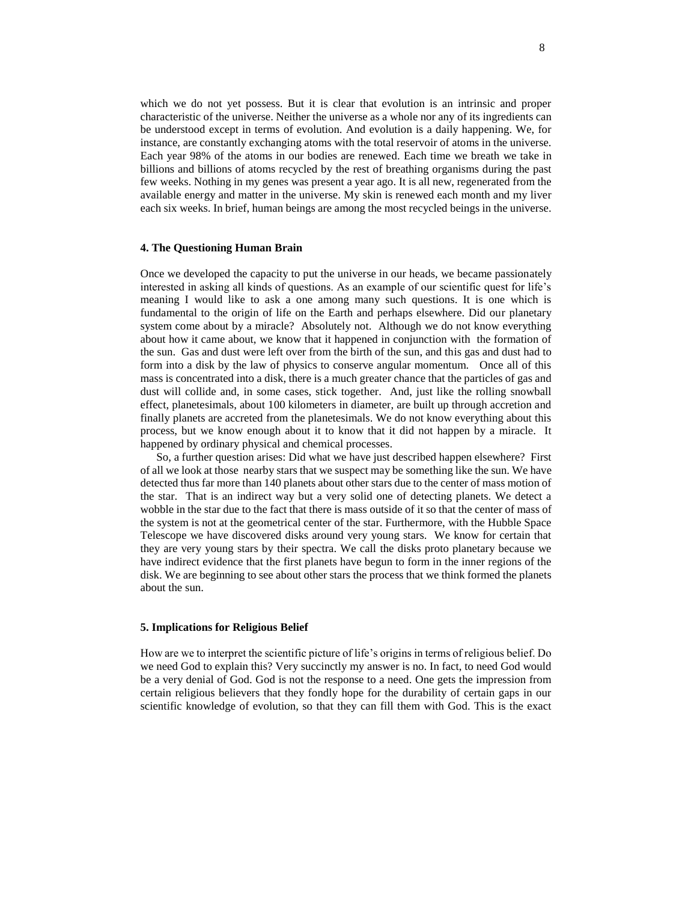which we do not yet possess. But it is clear that evolution is an intrinsic and proper characteristic of the universe. Neither the universe as a whole nor any of its ingredients can be understood except in terms of evolution. And evolution is a daily happening. We, for instance, are constantly exchanging atoms with the total reservoir of atoms in the universe. Each year 98% of the atoms in our bodies are renewed. Each time we breath we take in billions and billions of atoms recycled by the rest of breathing organisms during the past few weeks. Nothing in my genes was present a year ago. It is all new, regenerated from the available energy and matter in the universe. My skin is renewed each month and my liver each six weeks. In brief, human beings are among the most recycled beings in the universe.

### 4. The Questioning Human Brain

Once we developed the capacity to put the universe in our heads, we became passionately interested in asking all kinds of questions. As an example of our scientific quest for life's meaning I would like to ask a one among many such questions. It is one which is fundamental to the origin of life on the Earth and perhaps elsewhere. Did our planetary system come about by a miracle? Absolutely not. Although we do not know everything about how it came about, we know that it happened in conjunction with the formation of the sun. Gas and dust were left over from the birth of the sun, and this gas and dust had to form into a disk by the law of physics to conserve angular momentum. Once all of this mass is concentrated into a disk, there is a much greater chance that the particles of gas and dust will collide and, in some cases, stick together. And, just like the rolling snowball effect, planetesimals, about 100 kilometers in diameter, are built up through accretion and finally planets are accreted from the planetesimals. We do not know everything about this process, but we know enough about it to know that it did not happen by a miracle. It happened by ordinary physical and chemical processes.

So, a further question arises: Did what we have just described happen elsewhere? First of all we look at those nearby stars that we suspect may be something like the sun. We have detected thus far more than 140 planets about other stars due to the center of mass motion of the star. That is an indirect way but a very solid one of detecting planets. We detect a wobble in the star due to the fact that there is mass outside of it so that the center of mass of the system is not at the geometrical center of the star. Furthermore, with the Hubble Space Telescope we have discovered disks around very young stars. We know for certain that they are very young stars by their spectra. We call the disks proto planetary because we have indirect evidence that the first planets have begun to form in the inner regions of the disk. We are beginning to see about other stars the process that we think formed the planets about the sun.

### 5. Implications for Religious Belief

How are we to interpret the scientific picture of life's origins in terms of religious belief. Do we need God to explain this? Very succinctly my answer is no. In fact, to need God would be a very denial of God. God is not the response to a need. One gets the impression from certain religious believers that they fondly hope for the durability of certain gaps in our scientific knowledge of evolution, so that they can fill them with God. This is the exact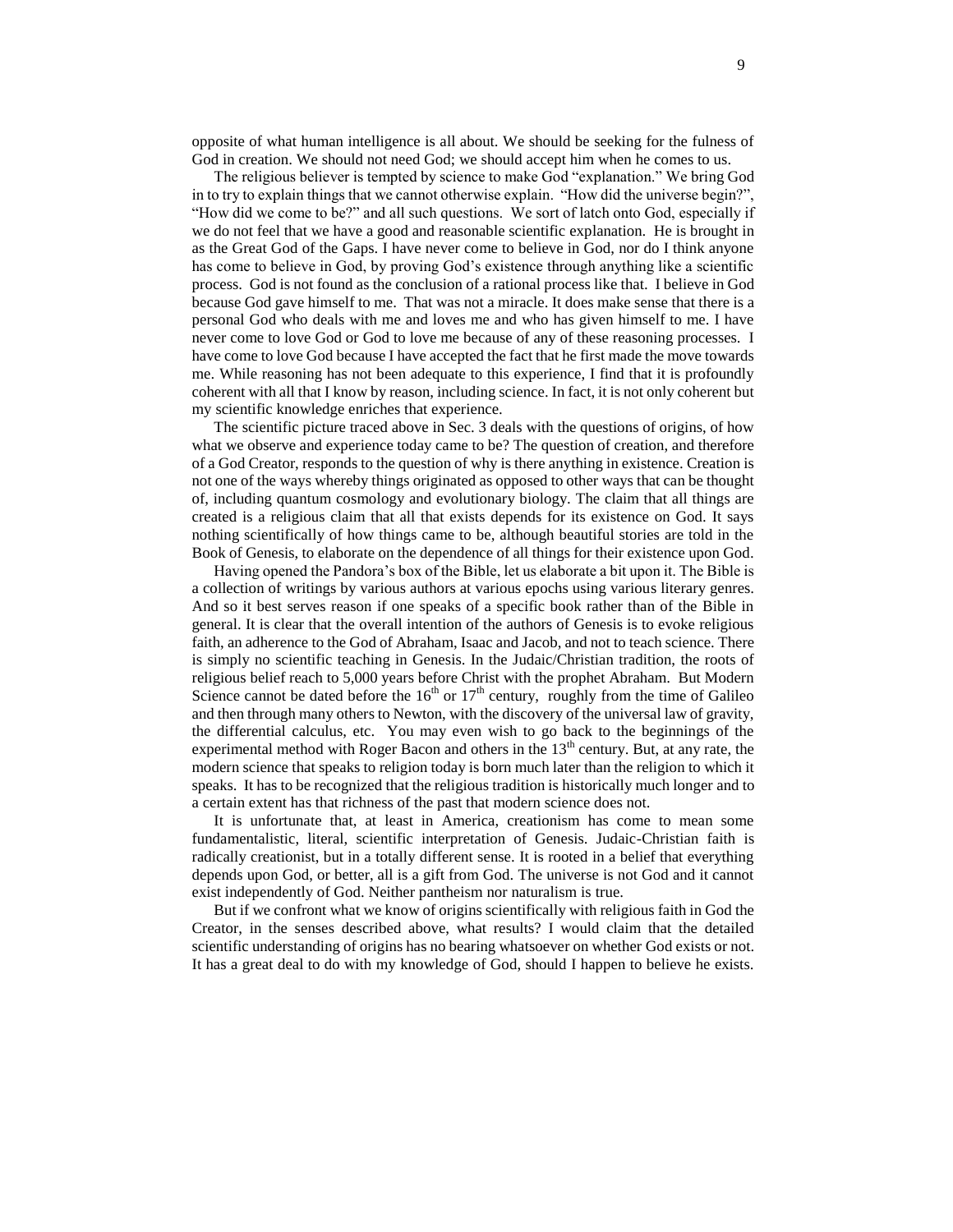opposite of what human intelligence is all about. We should be seeking for the fulness of God in creation. We should not need God; we should accept him when he comes to us.

The religious believer is tempted by science to make God "explanation." We bring God in to try to explain things that we cannot otherwise explain. "How did the universe begin?", "How did we come to be?" and all such questions. We sort of latch onto God, especially if we do not feel that we have a good and reasonable scientific explanation. He is brought in as the Great God of the Gaps. I have never come to believe in God, nor do I think anyone has come to believe in God, by proving God's existence through anything like a scientific process. God is not found as the conclusion of a rational process like that. I believe in God because God gave himself to me. That was not a miracle. It does make sense that there is a personal God who deals with me and loves me and who has given himself to me. I have never come to love God or God to love me because of any of these reasoning processes. I have come to love God because I have accepted the fact that he first made the move towards me. While reasoning has not been adequate to this experience, I find that it is profoundly coherent with all that I know by reason, including science. In fact, it is not only coherent but my scientific knowledge enriches that experience.

The scientific picture traced above in Sec. 3 deals with the questions of origins, of how what we observe and experience today came to be? The question of creation, and therefore of a God Creator, responds to the question of why is there anything in existence. Creation is not one of the ways whereby things originated as opposed to other ways that can be thought of, including quantum cosmology and evolutionary biology. The claim that all things are created is a religious claim that all that exists depends for its existence on God. It says nothing scientifically of how things came to be, although beautiful stories are told in the Book of Genesis, to elaborate on the dependence of all things for their existence upon God.

Having opened the Pandora's box of the Bible, let us elaborate a bit upon it. The Bible is a collection of writings by various authors at various epochs using various literary genres. And so it best serves reason if one speaks of a specific book rather than of the Bible in general. It is clear that the overall intention of the authors of Genesis is to evoke religious faith, an adherence to the God of Abraham, Isaac and Jacob, and not to teach science. There is simply no scientific teaching in Genesis. In the Judaic/Christian tradition, the roots of religious belief reach to 5,000 years before Christ with the prophet Abraham. But Modern Science cannot be dated before the 16th or 17th century, roughly from the time of Galileo and then through many others to Newton, with the discovery of the universal law of gravity, the differential calculus, etc. You may even wish to go back to the beginnings of the experimental method with Roger Bacon and others in the 13th century. But, at any rate, the modern science that speaks to religion today is born much later than the religion to which it speaks. It has to be recognized that the religious tradition is historically much longer and to a certain extent has that richness of the past that modern science does not.

It is unfortunate that, at least in America, creationism has come to mean some fundamentalistic, literal, scientific interpretation of Genesis. Judaic-Christian faith is radically creationist, but in a totally different sense. It is rooted in a belief that everything depends upon God, or better, all is a gift from God. The universe is not God and it cannot exist independently of God. Neither pantheism nor naturalism is true.

But if we confront what we know of origins scientifically with religious faith in God the Creator, in the senses described above, what results? I would claim that the detailed scientific understanding of origins has no bearing whatsoever on whether God exists or not. It has a great deal to do with my knowledge of God, should I happen to believe he exists.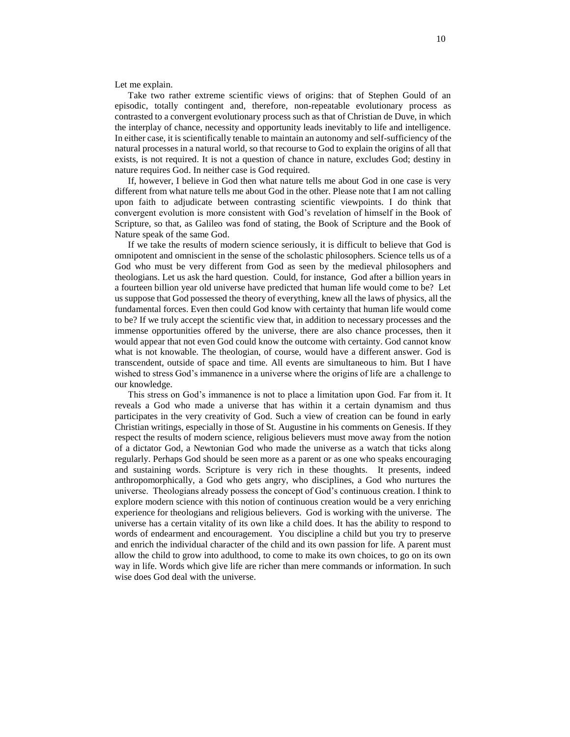Let me explain.

Take two rather extreme scientific views of origins: that of Stephen Gould of an episodic, totally contingent and, therefore, non-repeatable evolutionary process as contrasted to a convergent evolutionary process such as that of Christian de Duve, in which the interplay of chance, necessity and opportunity leads inevitably to life and intelligence. In either case, it is scientifically tenable to maintain an autonomy and self-sufficiency of the natural processes in a natural world, so that recourse to God to explain the origins of all that exists, is not required. It is not a question of chance in nature, excludes God; destiny in nature requires God. In neither case is God required.

If, however, I believe in God then what nature tells me about God in one case is very different from what nature tells me about God in the other. Please note that I am not calling upon faith to adjudicate between contrasting scientific viewpoints. I do think that convergent evolution is more consistent with God's revelation of himself in the Book of Scripture, so that, as Galileo was fond of stating, the Book of Scripture and the Book of Nature speak of the same God.

If we take the results of modern science seriously, it is difficult to believe that God is omnipotent and omniscient in the sense of the scholastic philosophers. Science tells us of a God who must be very different from God as seen by the medieval philosophers and theologians. Let us ask the hard question. Could, for instance, God after a billion years in a fourteen billion year old universe have predicted that human life would come to be? Let us suppose that God possessed the theory of everything, knew all the laws of physics, all the fundamental forces. Even then could God know with certainty that human life would come to be? If we truly accept the scientific view that, in addition to necessary processes and the immense opportunities offered by the universe, there are also chance processes, then it would appear that not even God could know the outcome with certainty. God cannot know what is not knowable. The theologian, of course, would have a different answer. God is transcendent, outside of space and time. All events are simultaneous to him. But I have wished to stress God's immanence in a universe where the origins of life are a challenge to our knowledge.

This stress on God's immanence is not to place a limitation upon God. Far from it. It reveals a God who made a universe that has within it a certain dynamism and thus participates in the very creativity of God. Such a view of creation can be found in early Christian writings, especially in those of St. Augustine in his comments on Genesis. If they respect the results of modern science, religious believers must move away from the notion of a dictator God, a Newtonian God who made the universe as a watch that ticks along regularly. Perhaps God should be seen more as a parent or as one who speaks encouraging and sustaining words. Scripture is very rich in these thoughts. It presents, indeed anthropomorphically, a God who gets angry, who disciplines, a God who nurtures the universe. Theologians already possess the concept of God's continuous creation. I think to explore modern science with this notion of continuous creation would be a very enriching experience for theologians and religious believers. God is working with the universe. The universe has a certain vitality of its own like a child does. It has the ability to respond to words of endearment and encouragement. You discipline a child but you try to preserve and enrich the individual character of the child and its own passion for life. A parent must allow the child to grow into adulthood, to come to make its own choices, to go on its own way in life. Words which give life are richer than mere commands or information. In such wise does God deal with the universe.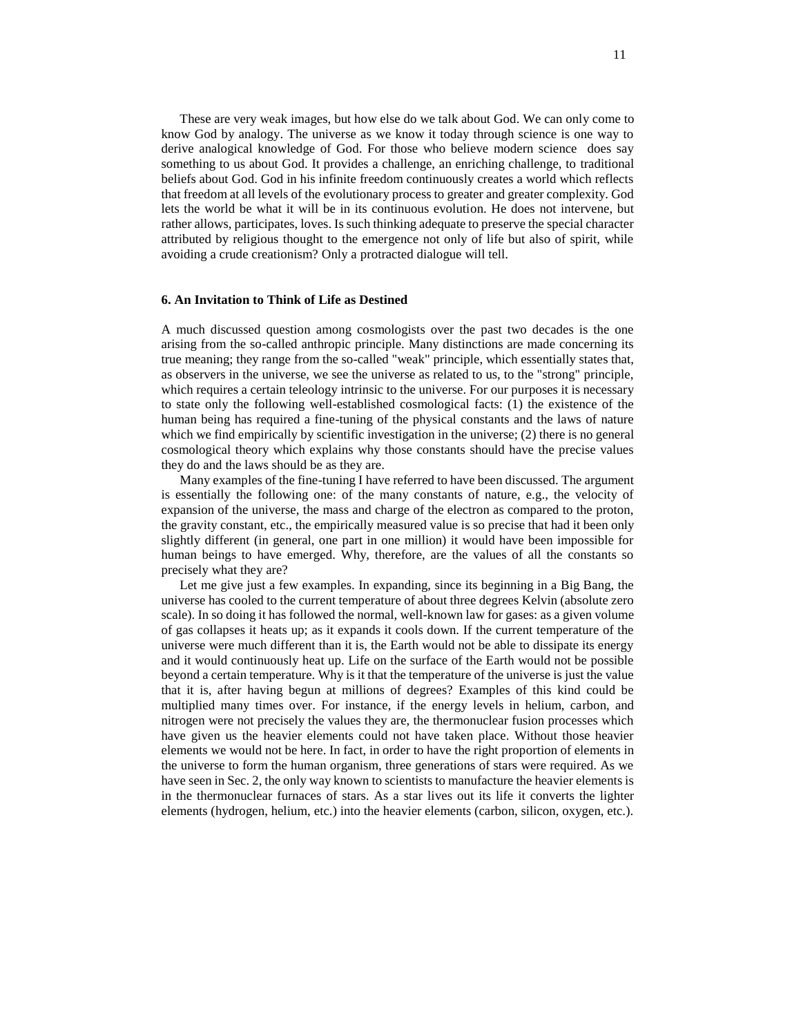These are very weak images, but how else do we talk about God. We can only come to know God by analogy. The universe as we know it today through science is one way to derive analogical knowledge of God. For those who believe modern science does say something to us about God. It provides a challenge, an enriching challenge, to traditional beliefs about God. God in his infinite freedom continuously creates a world which reflects that freedom at all levels of the evolutionary process to greater and greater complexity. God lets the world be what it will be in its continuous evolution. He does not intervene, but rather allows, participates, loves. Is such thinking adequate to preserve the special character attributed by religious thought to the emergence not only of life but also of spirit, while avoiding a crude creationism? Only a protracted dialogue will tell.

### 6. An Invitation to Think of Life as Destined

A much discussed question among cosmologists over the past two decades is the one arising from the so-called anthropic principle. Many distinctions are made concerning its true meaning; they range from the so-called "weak" principle, which essentially states that, as observers in the universe, we see the universe as related to us, to the "strong" principle, which requires a certain teleology intrinsic to the universe. For our purposes it is necessary to state only the following well-established cosmological facts: (1) the existence of the human being has required a fine-tuning of the physical constants and the laws of nature which we find empirically by scientific investigation in the universe; (2) there is no general cosmological theory which explains why those constants should have the precise values they do and the laws should be as they are.

Many examples of the fine-tuning I have referred to have been discussed. The argument is essentially the following one: of the many constants of nature, e.g., the velocity of expansion of the universe, the mass and charge of the electron as compared to the proton, the gravity constant, etc., the empirically measured value is so precise that had it been only slightly different (in general, one part in one million) it would have been impossible for human beings to have emerged. Why, therefore, are the values of all the constants so precisely what they are?

Let me give just a few examples. In expanding, since its beginning in a Big Bang, the universe has cooled to the current temperature of about three degrees Kelvin (absolute zero scale). In so doing it has followed the normal, well-known law for gases: as a given volume of gas collapses it heats up; as it expands it cools down. If the current temperature of the universe were much different than it is, the Earth would not be able to dissipate its energy and it would continuously heat up. Life on the surface of the Earth would not be possible beyond a certain temperature. Why is it that the temperature of the universe is just the value that it is, after having begun at millions of degrees? Examples of this kind could be multiplied many times over. For instance, if the energy levels in helium, carbon, and nitrogen were not precisely the values they are, the thermonuclear fusion processes which have given us the heavier elements could not have taken place. Without those heavier elements we would not be here. In fact, in order to have the right proportion of elements in the universe to form the human organism, three generations of stars were required. As we have seen in Sec. 2, the only way known to scientists to manufacture the heavier elements is in the thermonuclear furnaces of stars. As a star lives out its life it converts the lighter elements (hydrogen, helium, etc.) into the heavier elements (carbon, silicon, oxygen, etc.).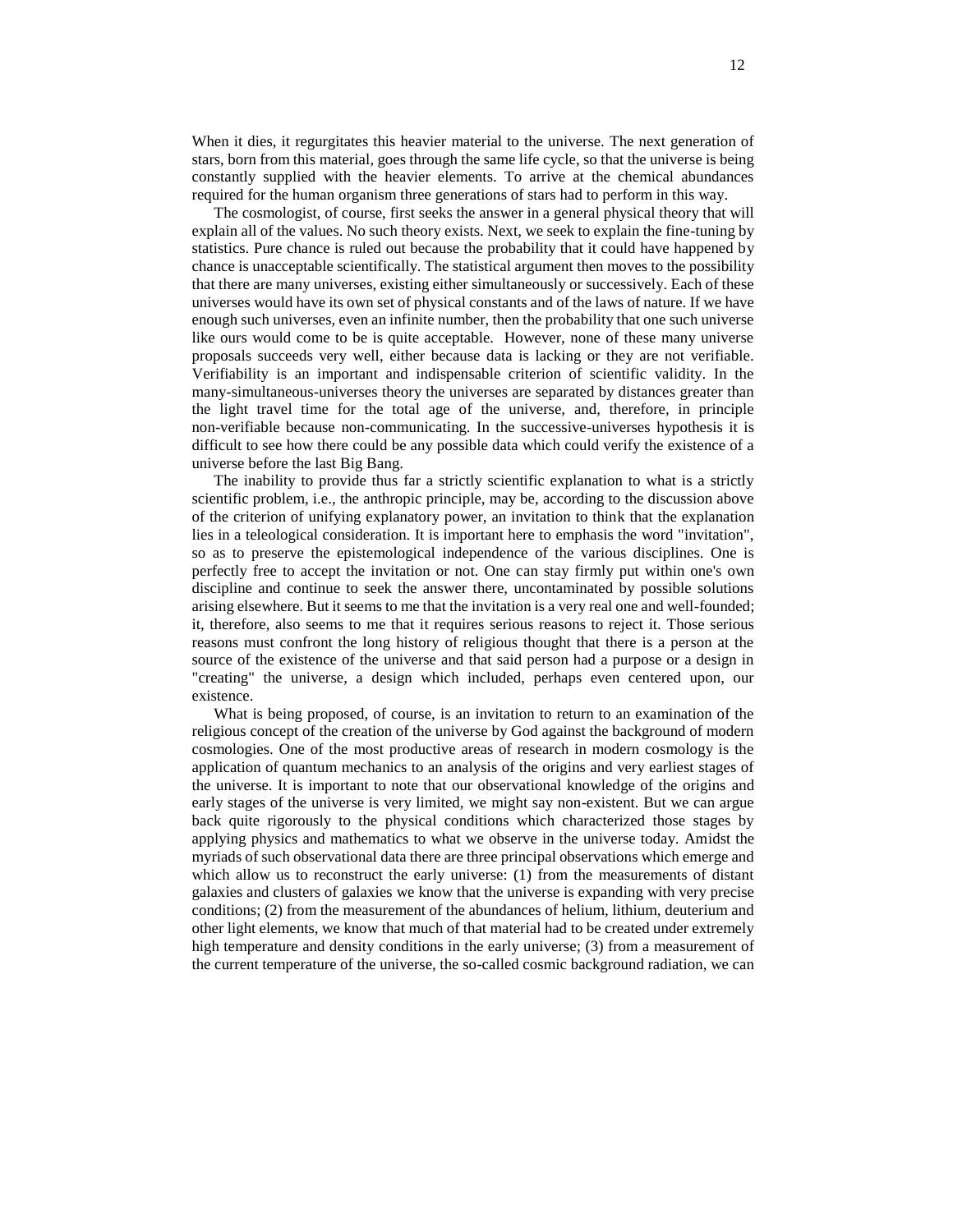When it dies, it regurgitates this heavier material to the universe. The next generation of stars, born from this material, goes through the same life cycle, so that the universe is being constantly supplied with the heavier elements. To arrive at the chemical abundances required for the human organism three generations of stars had to perform in this way.

The cosmologist, of course, first seeks the answer in a general physical theory that will explain all of the values. No such theory exists. Next, we seek to explain the fine-tuning by statistics. Pure chance is ruled out because the probability that it could have happened by chance is unacceptable scientifically. The statistical argument then moves to the possibility that there are many universes, existing either simultaneously or successively. Each of these universes would have its own set of physical constants and of the laws of nature. If we have enough such universes, even an infinite number, then the probability that one such universe like ours would come to be is quite acceptable. However, none of these many universe proposals succeeds very well, either because data is lacking or they are not verifiable. Verifiability is an important and indispensable criterion of scientific validity. In the many-simultaneous-universes theory the universes are separated by distances greater than the light travel time for the total age of the universe, and, therefore, in principle non-verifiable because non-communicating. In the successive-universes hypothesis it is difficult to see how there could be any possible data which could verify the existence of a universe before the last Big Bang.

The inability to provide thus far a strictly scientific explanation to what is a strictly scientific problem, i.e., the anthropic principle, may be, according to the discussion above of the criterion of unifying explanatory power, an invitation to think that the explanation lies in a teleological consideration. It is important here to emphasis the word "invitation", so as to preserve the epistemological independence of the various disciplines. One is perfectly free to accept the invitation or not. One can stay firmly put within one's own discipline and continue to seek the answer there, uncontaminated by possible solutions arising elsewhere. But it seems to me that the invitation is a very real one and well-founded; it, therefore, also seems to me that it requires serious reasons to reject it. Those serious reasons must confront the long history of religious thought that there is a person at the source of the existence of the universe and that said person had a purpose or a design in "creating" the universe, a design which included, perhaps even centered upon, our existence.

What is being proposed, of course, is an invitation to return to an examination of the religious concept of the creation of the universe by God against the background of modern cosmologies. One of the most productive areas of research in modern cosmology is the application of quantum mechanics to an analysis of the origins and very earliest stages of the universe. It is important to note that our observational knowledge of the origins and early stages of the universe is very limited, we might say non-existent. But we can argue back quite rigorously to the physical conditions which characterized those stages by applying physics and mathematics to what we observe in the universe today. Amidst the myriads of such observational data there are three principal observations which emerge and which allow us to reconstruct the early universe: (1) from the measurements of distant galaxies and clusters of galaxies we know that the universe is expanding with very precise conditions; (2) from the measurement of the abundances of helium, lithium, deuterium and other light elements, we know that much of that material had to be created under extremely high temperature and density conditions in the early universe; (3) from a measurement of the current temperature of the universe, the so-called cosmic background radiation, we can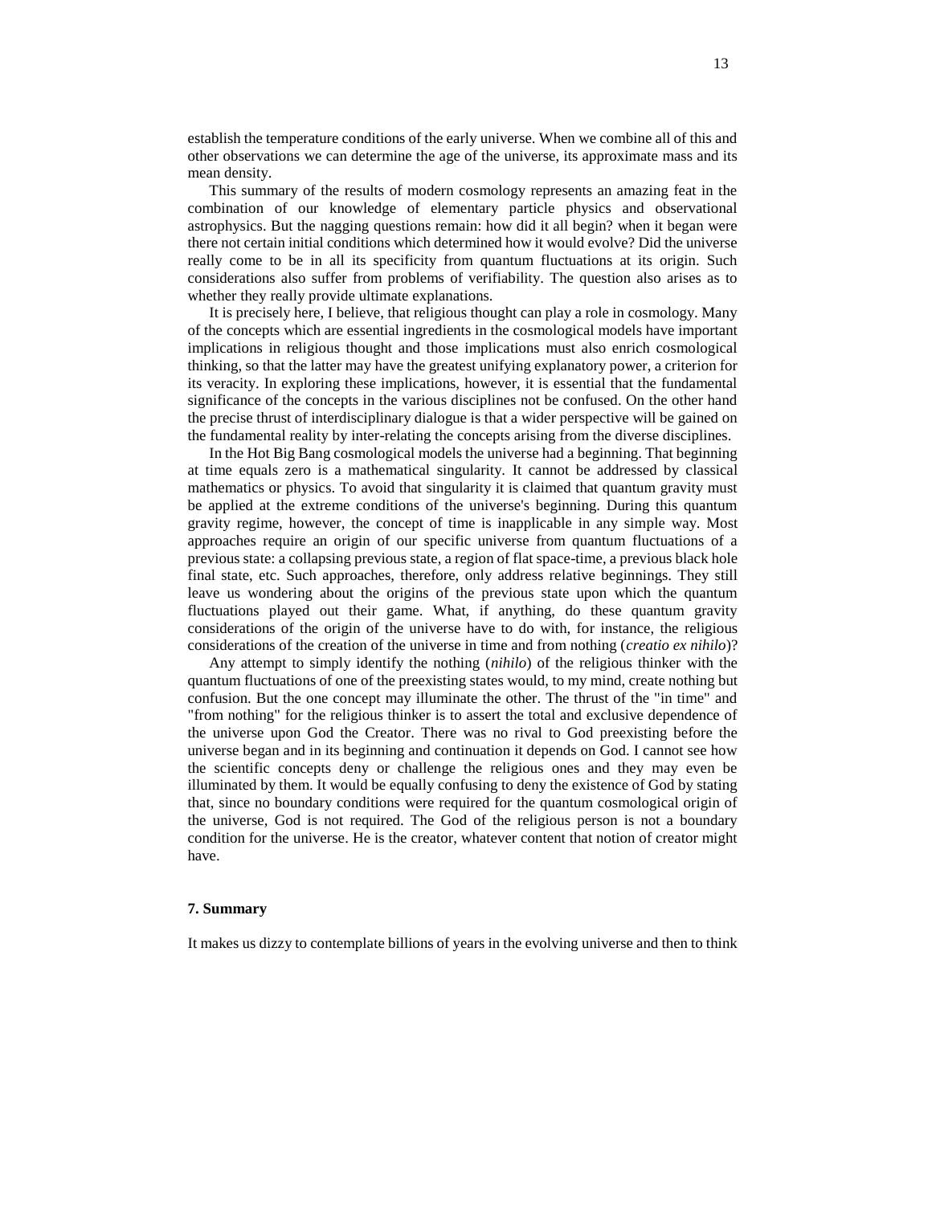establish the temperature conditions of the early universe. When we combine all of this and other observations we can determine the age of the universe, its approximate mass and its mean density.

This summary of the results of modern cosmology represents an amazing feat in the combination of our knowledge of elementary particle physics and observational astrophysics. But the nagging questions remain: how did it all begin? when it began were there not certain initial conditions which determined how it would evolve? Did the universe really come to be in all its specificity from quantum fluctuations at its origin. Such considerations also suffer from problems of verifiability. The question also arises as to whether they really provide ultimate explanations.

It is precisely here, I believe, that religious thought can play a role in cosmology. Many of the concepts which are essential ingredients in the cosmological models have important implications in religious thought and those implications must also enrich cosmological thinking, so that the latter may have the greatest unifying explanatory power, a criterion for its veracity. In exploring these implications, however, it is essential that the fundamental significance of the concepts in the various disciplines not be confused. On the other hand the precise thrust of interdisciplinary dialogue is that a wider perspective will be gained on the fundamental reality by inter-relating the concepts arising from the diverse disciplines.

In the Hot Big Bang cosmological models the universe had a beginning. That beginning at time equals zero is a mathematical singularity. It cannot be addressed by classical mathematics or physics. To avoid that singularity it is claimed that quantum gravity must be applied at the extreme conditions of the universe's beginning. During this quantum gravity regime, however, the concept of time is inapplicable in any simple way. Most approaches require an origin of our specific universe from quantum fluctuations of a previous state: a collapsing previous state, a region of flat space-time, a previous black hole final state, etc. Such approaches, therefore, only address relative beginnings. They still leave us wondering about the origins of the previous state upon which the quantum fluctuations played out their game. What, if anything, do these quantum gravity considerations of the origin of the universe have to do with, for instance, the religious considerations of the creation of the universe in time and from nothing (*creatio ex nihilo*)?

Any attempt to simply identify the nothing (*nihilo*) of the religious thinker with the quantum fluctuations of one of the preexisting states would, to my mind, create nothing but confusion. But the one concept may illuminate the other. The thrust of the "in time" and "from nothing" for the religious thinker is to assert the total and exclusive dependence of the universe upon God the Creator. There was no rival to God preexisting before the universe began and in its beginning and continuation it depends on God. I cannot see how the scientific concepts deny or challenge the religious ones and they may even be illuminated by them. It would be equally confusing to deny the existence of God by stating that, since no boundary conditions were required for the quantum cosmological origin of the universe, God is not required. The God of the religious person is not a boundary condition for the universe. He is the creator, whatever content that notion of creator might have.

## 7. Summary

It makes us dizzy to contemplate billions of years in the evolving universe and then to think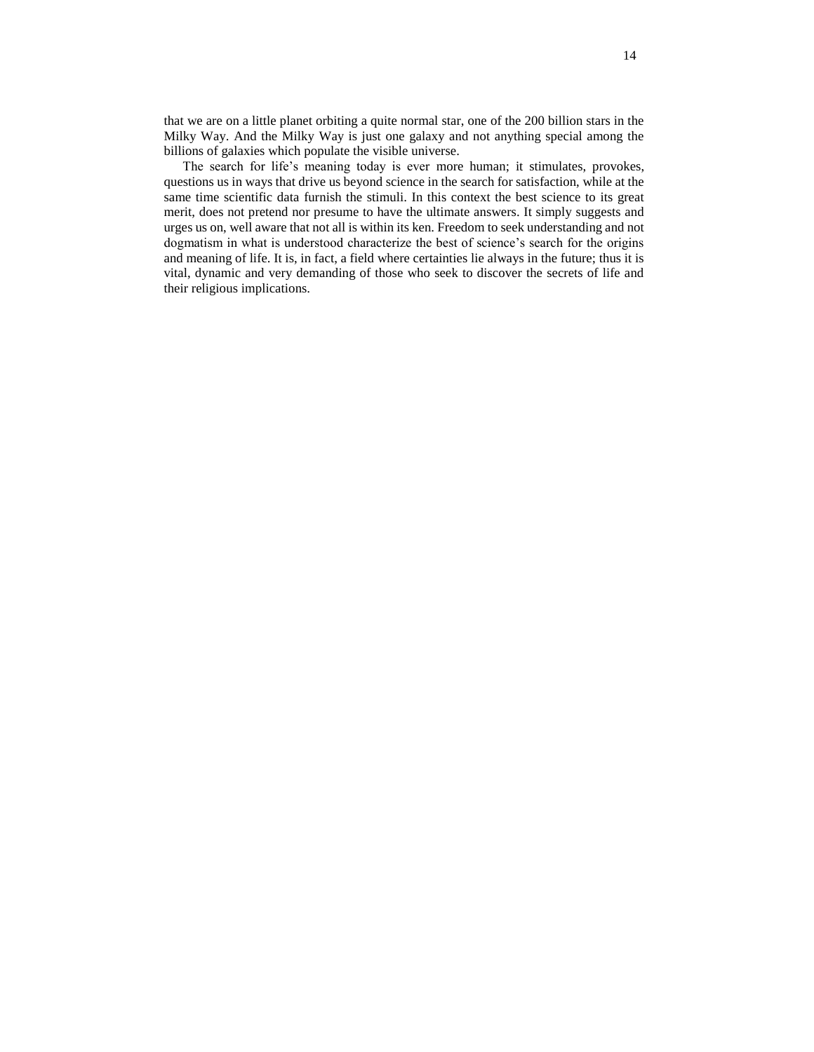that we are on a little planet orbiting a quite normal star, one of the 200 billion stars in the Milky Way. And the Milky Way is just one galaxy and not anything special among the billions of galaxies which populate the visible universe.

The search for life's meaning today is ever more human; it stimulates, provokes, questions us in ways that drive us beyond science in the search for satisfaction, while at the same time scientific data furnish the stimuli. In this context the best science to its great merit, does not pretend nor presume to have the ultimate answers. It simply suggests and urges us on, well aware that not all is within its ken. Freedom to seek understanding and not dogmatism in what is understood characterize the best of science's search for the origins and meaning of life. It is, in fact, a field where certainties lie always in the future; thus it is vital, dynamic and very demanding of those who seek to discover the secrets of life and their religious implications.